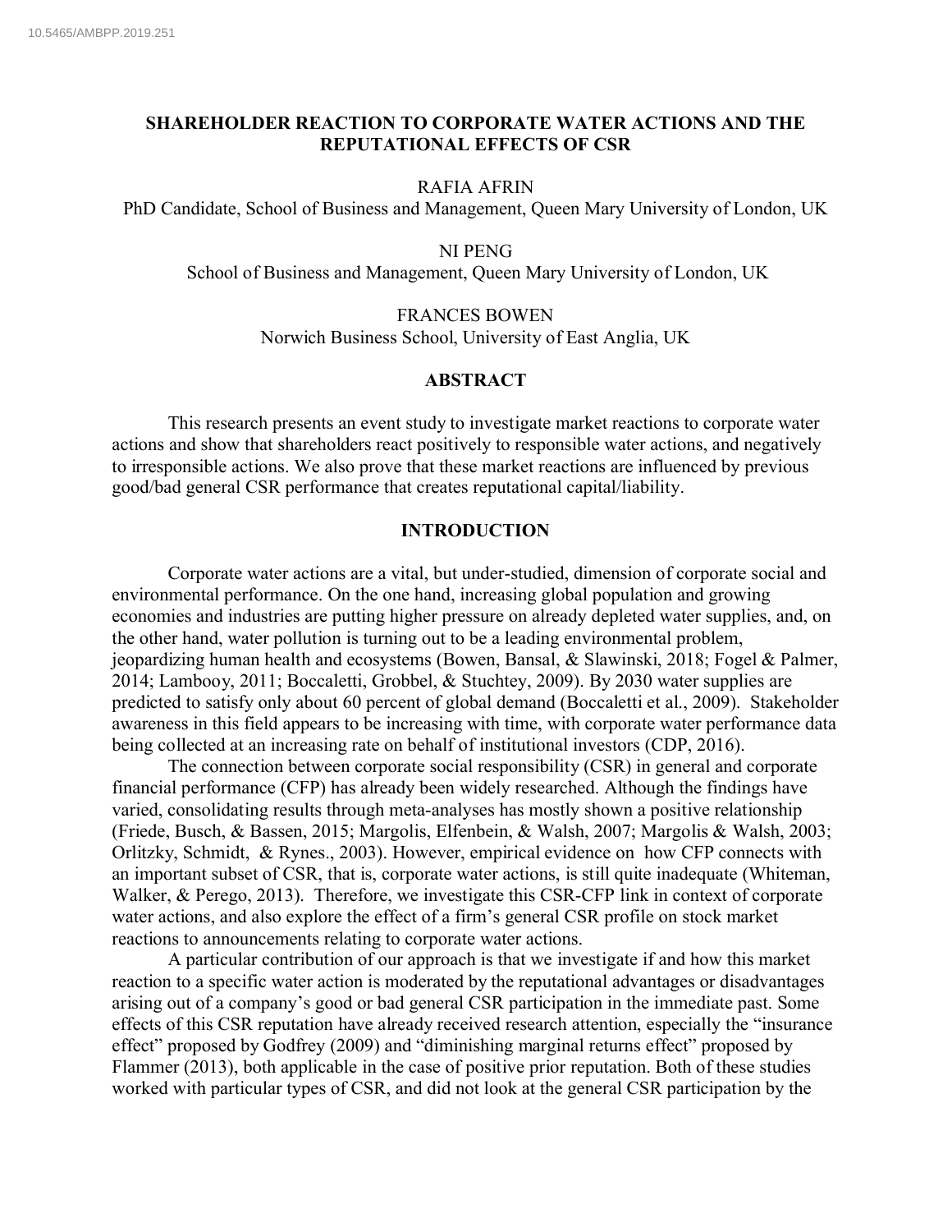# SHAREHOLDER REACTION TO CORPORATE WATER ACTIONS AND THE REPUTATIONAL EFFECTS OF CSR

RAFIA AFRIN
PhD Candidate, School of Business and Management, Queen Mary University of London, UK

NI PENG
School of Business and Management, Queen Mary University of London, UK

FRANCES BOWEN
Norwich Business School, University of East Anglia, UK

## ABSTRACT

This research presents an event study to investigate market reactions to corporate water actions and show that shareholders react positively to responsible water actions, and negatively to irresponsible actions. We also prove that these market reactions are influenced by previous good/bad general CSR performance that creates reputational capital/liability.

## INTRODUCTION

Corporate water actions are a vital, but under-studied, dimension of corporate social and environmental performance. On the one hand, increasing global population and growing economies and industries are putting higher pressure on already depleted water supplies, and, on the other hand, water pollution is turning out to be a leading environmental problem, jeopardizing human health and ecosystems (Bowen, Bansal, & Slawinski, 2018; Fogel & Palmer, 2014; Lambooy, 2011; Boccaletti, Grobbel, & Stuchtey, 2009). By 2030 water supplies are predicted to satisfy only about 60 percent of global demand (Boccaletti et al., 2009). Stakeholder awareness in this field appears to be increasing with time, with corporate water performance data being collected at an increasing rate on behalf of institutional investors (CDP, 2016).

The connection between corporate social responsibility (CSR) in general and corporate financial performance (CFP) has already been widely researched. Although the findings have varied, consolidating results through meta-analyses has mostly shown a positive relationship (Friede, Busch, & Bassen, 2015; Margolis, Elfenbein, & Walsh, 2007; Margolis & Walsh, 2003; Orlitzky, Schmidt, & Rynes., 2003). However, empirical evidence on how CFP connects with an important subset of CSR, that is, corporate water actions, is still quite inadequate (Whiteman, Walker, & Perego, 2013). Therefore, we investigate this CSR-CFP link in context of corporate water actions, and also explore the effect of a firm's general CSR profile on stock market reactions to announcements relating to corporate water actions.

A particular contribution of our approach is that we investigate if and how this market reaction to a specific water action is moderated by the reputational advantages or disadvantages arising out of a company's good or bad general CSR participation in the immediate past. Some effects of this CSR reputation have already received research attention, especially the "insurance effect" proposed by Godfrey (2009) and "diminishing marginal returns effect" proposed by Flammer (2013), both applicable in the case of positive prior reputation. Both of these studies worked with particular types of CSR, and did not look at the general CSR participation by the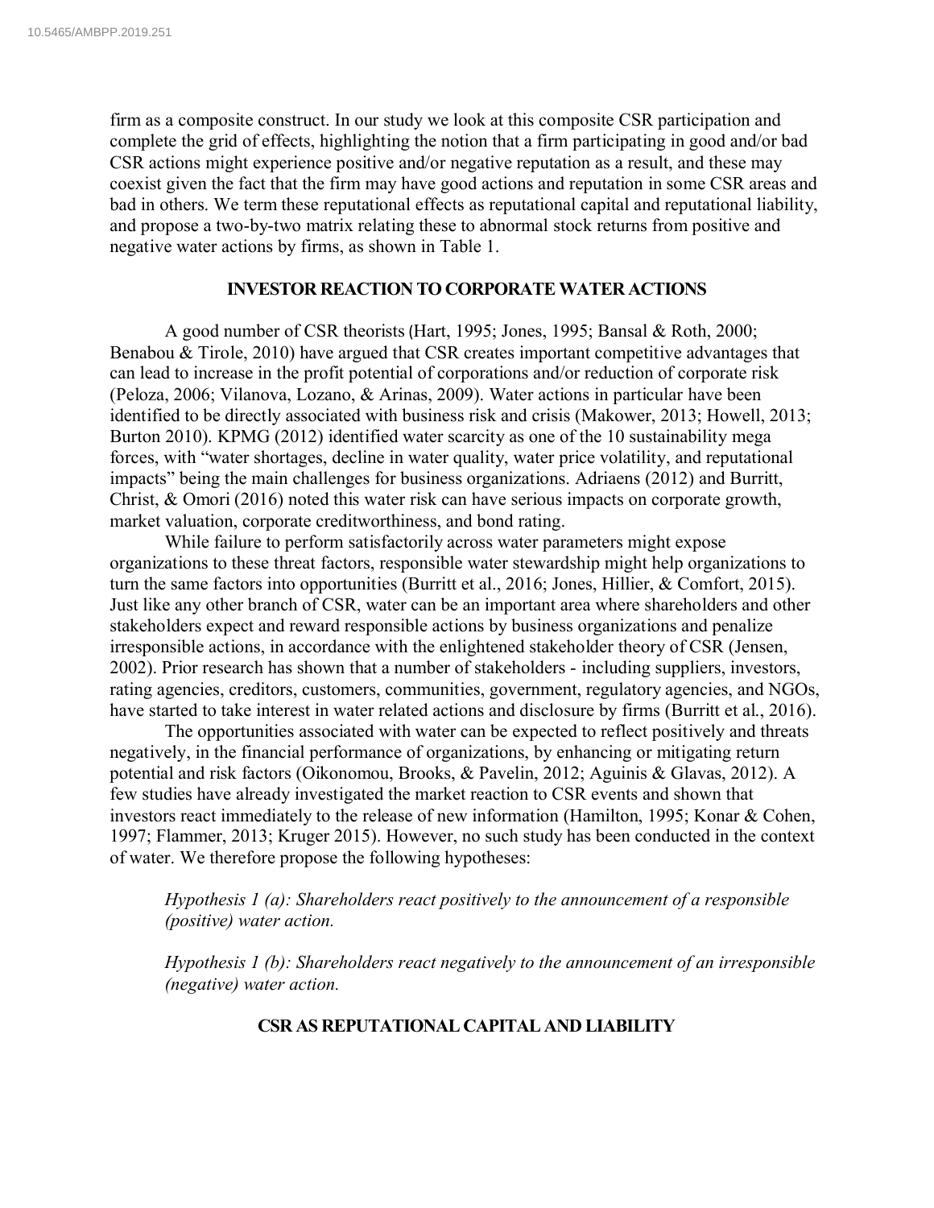firm as a composite construct. In our study we look at this composite CSR participation and complete the grid of effects, highlighting the notion that a firm participating in good and/or bad CSR actions might experience positive and/or negative reputation as a result, and these may coexist given the fact that the firm may have good actions and reputation in some CSR areas and bad in others. We term these reputational effects as reputational capital and reputational liability, and propose a two-by-two matrix relating these to abnormal stock returns from positive and negative water actions by firms, as shown in Table 1.

## INVESTOR REACTION TO CORPORATE WATER ACTIONS

A good number of CSR theorists (Hart, 1995; Jones, 1995; Bansal & Roth, 2000; Benabou & Tirole, 2010) have argued that CSR creates important competitive advantages that can lead to increase in the profit potential of corporations and/or reduction of corporate risk (Peloza, 2006; Vilanova, Lozano, & Arinas, 2009). Water actions in particular have been identified to be directly associated with business risk and crisis (Makower, 2013; Howell, 2013; Burton 2010). KPMG (2012) identified water scarcity as one of the 10 sustainability mega forces, with "water shortages, decline in water quality, water price volatility, and reputational impacts" being the main challenges for business organizations. Adriaens (2012) and Burritt, Christ, & Omori (2016) noted this water risk can have serious impacts on corporate growth, market valuation, corporate creditworthiness, and bond rating.

While failure to perform satisfactorily across water parameters might expose organizations to these threat factors, responsible water stewardship might help organizations to turn the same factors into opportunities (Burritt et al., 2016; Jones, Hillier, & Comfort, 2015). Just like any other branch of CSR, water can be an important area where shareholders and other stakeholders expect and reward responsible actions by business organizations and penalize irresponsible actions, in accordance with the enlightened stakeholder theory of CSR (Jensen, 2002). Prior research has shown that a number of stakeholders - including suppliers, investors, rating agencies, creditors, customers, communities, government, regulatory agencies, and NGOs, have started to take interest in water related actions and disclosure by firms (Burritt et al., 2016).

The opportunities associated with water can be expected to reflect positively and threats negatively, in the financial performance of organizations, by enhancing or mitigating return potential and risk factors (Oikonomou, Brooks, & Pavelin, 2012; Aguinis & Glavas, 2012). A few studies have already investigated the market reaction to CSR events and shown that investors react immediately to the release of new information (Hamilton, 1995; Konar & Cohen, 1997; Flammer, 2013; Kruger 2015). However, no such study has been conducted in the context of water. We therefore propose the following hypotheses:

*Hypothesis 1 (a): Shareholders react positively to the announcement of a responsible (positive) water action.*

*Hypothesis 1 (b): Shareholders react negatively to the announcement of an irresponsible (negative) water action.*

## CSR AS REPUTATIONAL CAPITAL AND LIABILITY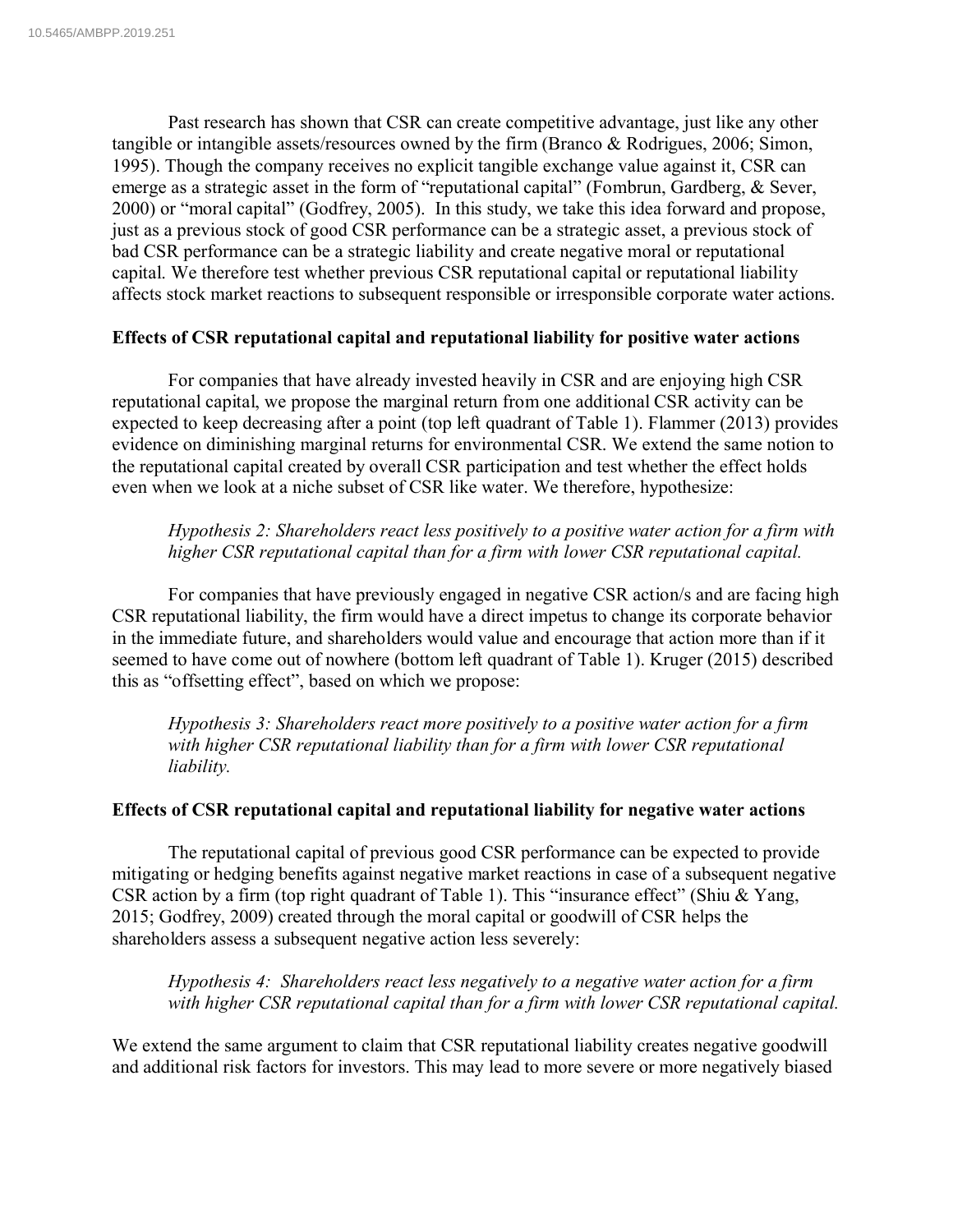Past research has shown that CSR can create competitive advantage, just like any other tangible or intangible assets/resources owned by the firm (Branco & Rodrigues, 2006; Simon, 1995). Though the company receives no explicit tangible exchange value against it, CSR can emerge as a strategic asset in the form of "reputational capital" (Fombrun, Gardberg, & Sever, 2000) or "moral capital" (Godfrey, 2005). In this study, we take this idea forward and propose, just as a previous stock of good CSR performance can be a strategic asset, a previous stock of bad CSR performance can be a strategic liability and create negative moral or reputational capital. We therefore test whether previous CSR reputational capital or reputational liability affects stock market reactions to subsequent responsible or irresponsible corporate water actions.

**Effects of CSR reputational capital and reputational liability for positive water actions**

For companies that have already invested heavily in CSR and are enjoying high CSR reputational capital, we propose the marginal return from one additional CSR activity can be expected to keep decreasing after a point (top left quadrant of Table 1). Flammer (2013) provides evidence on diminishing marginal returns for environmental CSR. We extend the same notion to the reputational capital created by overall CSR participation and test whether the effect holds even when we look at a niche subset of CSR like water. We therefore, hypothesize:

> *Hypothesis 2: Shareholders react less positively to a positive water action for a firm with higher CSR reputational capital than for a firm with lower CSR reputational capital.*

For companies that have previously engaged in negative CSR action/s and are facing high CSR reputational liability, the firm would have a direct impetus to change its corporate behavior in the immediate future, and shareholders would value and encourage that action more than if it seemed to have come out of nowhere (bottom left quadrant of Table 1). Kruger (2015) described this as "offsetting effect", based on which we propose:

> *Hypothesis 3: Shareholders react more positively to a positive water action for a firm with higher CSR reputational liability than for a firm with lower CSR reputational liability.*

**Effects of CSR reputational capital and reputational liability for negative water actions**

The reputational capital of previous good CSR performance can be expected to provide mitigating or hedging benefits against negative market reactions in case of a subsequent negative CSR action by a firm (top right quadrant of Table 1). This "insurance effect" (Shiu & Yang, 2015; Godfrey, 2009) created through the moral capital or goodwill of CSR helps the shareholders assess a subsequent negative action less severely:

> *Hypothesis 4: Shareholders react less negatively to a negative water action for a firm with higher CSR reputational capital than for a firm with lower CSR reputational capital.*

We extend the same argument to claim that CSR reputational liability creates negative goodwill and additional risk factors for investors. This may lead to more severe or more negatively biased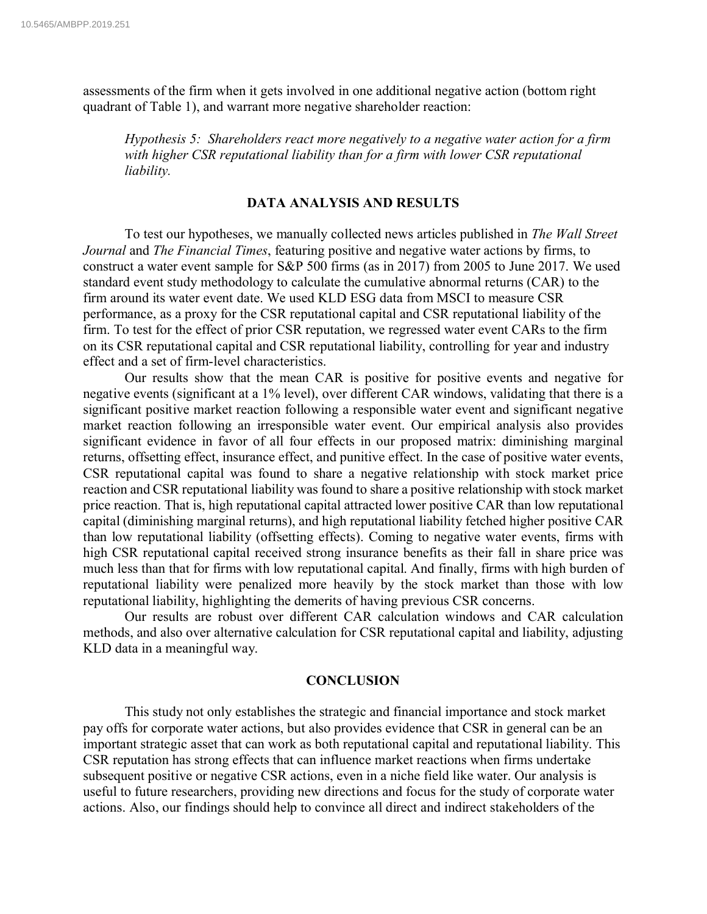assessments of the firm when it gets involved in one additional negative action (bottom right quadrant of Table 1), and warrant more negative shareholder reaction:

> *Hypothesis 5: Shareholders react more negatively to a negative water action for a firm with higher CSR reputational liability than for a firm with lower CSR reputational liability.*

## DATA ANALYSIS AND RESULTS

To test our hypotheses, we manually collected news articles published in *The Wall Street Journal* and *The Financial Times*, featuring positive and negative water actions by firms, to construct a water event sample for S&P 500 firms (as in 2017) from 2005 to June 2017. We used standard event study methodology to calculate the cumulative abnormal returns (CAR) to the firm around its water event date. We used KLD ESG data from MSCI to measure CSR performance, as a proxy for the CSR reputational capital and CSR reputational liability of the firm. To test for the effect of prior CSR reputation, we regressed water event CARs to the firm on its CSR reputational capital and CSR reputational liability, controlling for year and industry effect and a set of firm-level characteristics.

Our results show that the mean CAR is positive for positive events and negative for negative events (significant at a 1% level), over different CAR windows, validating that there is a significant positive market reaction following a responsible water event and significant negative market reaction following an irresponsible water event. Our empirical analysis also provides significant evidence in favor of all four effects in our proposed matrix: diminishing marginal returns, offsetting effect, insurance effect, and punitive effect. In the case of positive water events, CSR reputational capital was found to share a negative relationship with stock market price reaction and CSR reputational liability was found to share a positive relationship with stock market price reaction. That is, high reputational capital attracted lower positive CAR than low reputational capital (diminishing marginal returns), and high reputational liability fetched higher positive CAR than low reputational liability (offsetting effects). Coming to negative water events, firms with high CSR reputational capital received strong insurance benefits as their fall in share price was much less than that for firms with low reputational capital. And finally, firms with high burden of reputational liability were penalized more heavily by the stock market than those with low reputational liability, highlighting the demerits of having previous CSR concerns.

Our results are robust over different CAR calculation windows and CAR calculation methods, and also over alternative calculation for CSR reputational capital and liability, adjusting KLD data in a meaningful way.

## CONCLUSION

This study not only establishes the strategic and financial importance and stock market pay offs for corporate water actions, but also provides evidence that CSR in general can be an important strategic asset that can work as both reputational capital and reputational liability. This CSR reputation has strong effects that can influence market reactions when firms undertake subsequent positive or negative CSR actions, even in a niche field like water. Our analysis is useful to future researchers, providing new directions and focus for the study of corporate water actions. Also, our findings should help to convince all direct and indirect stakeholders of the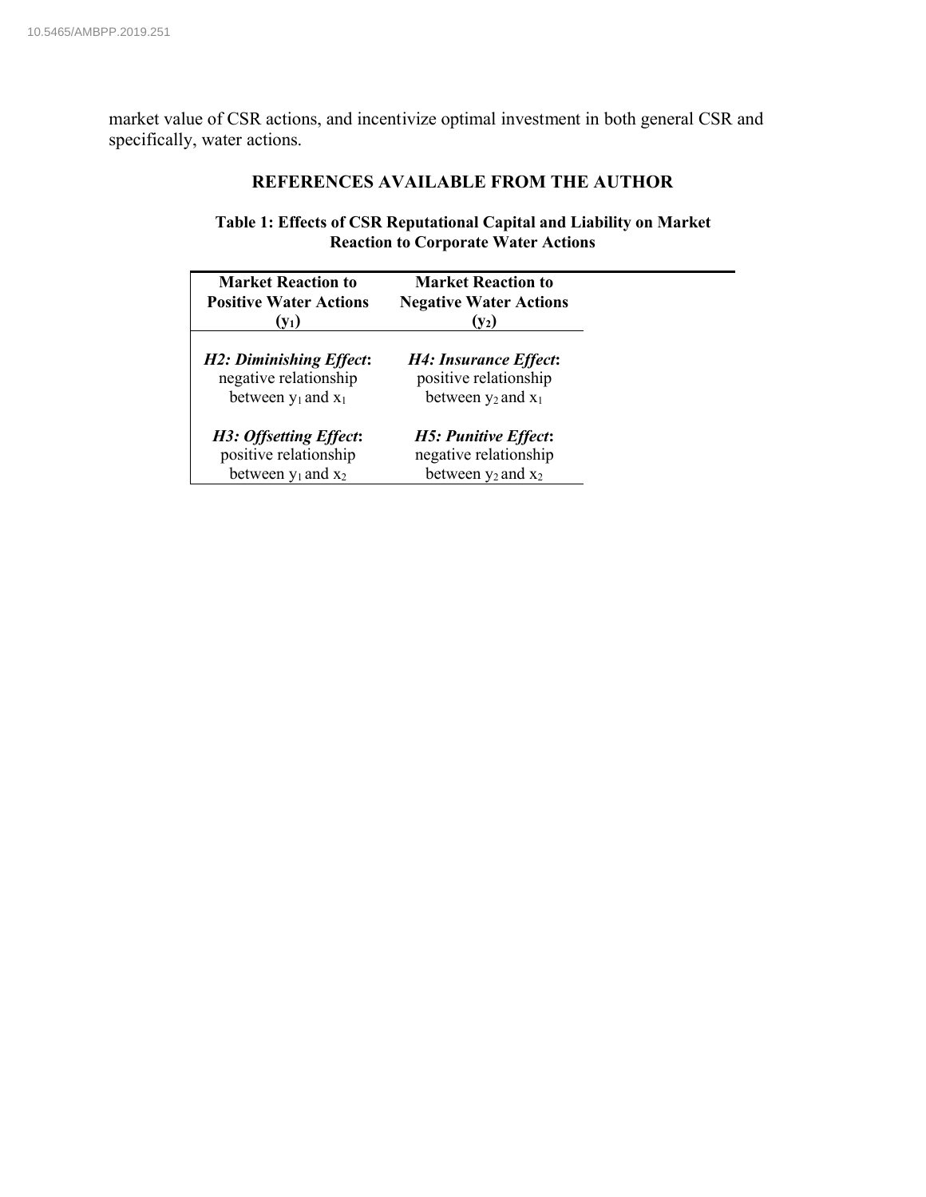market value of CSR actions, and incentivize optimal investment in both general CSR and specifically, water actions.

## REFERENCES AVAILABLE FROM THE AUTHOR

**Table 1: Effects of CSR Reputational Capital and Liability on Market Reaction to Corporate Water Actions**

| Market Reaction to Positive Water Actions ($y_1$) | Market Reaction to Negative Water Actions ($y_2$) |
|---|---|
| ***H2: Diminishing Effect*:** negative relationship between $y_1$ and $x_1$ | ***H4: Insurance Effect*:** positive relationship between $y_2$ and $x_1$ |
| ***H3: Offsetting Effect*:** positive relationship between $y_1$ and $x_2$ | ***H5: Punitive Effect*:** negative relationship between $y_2$ and $x_2$ |